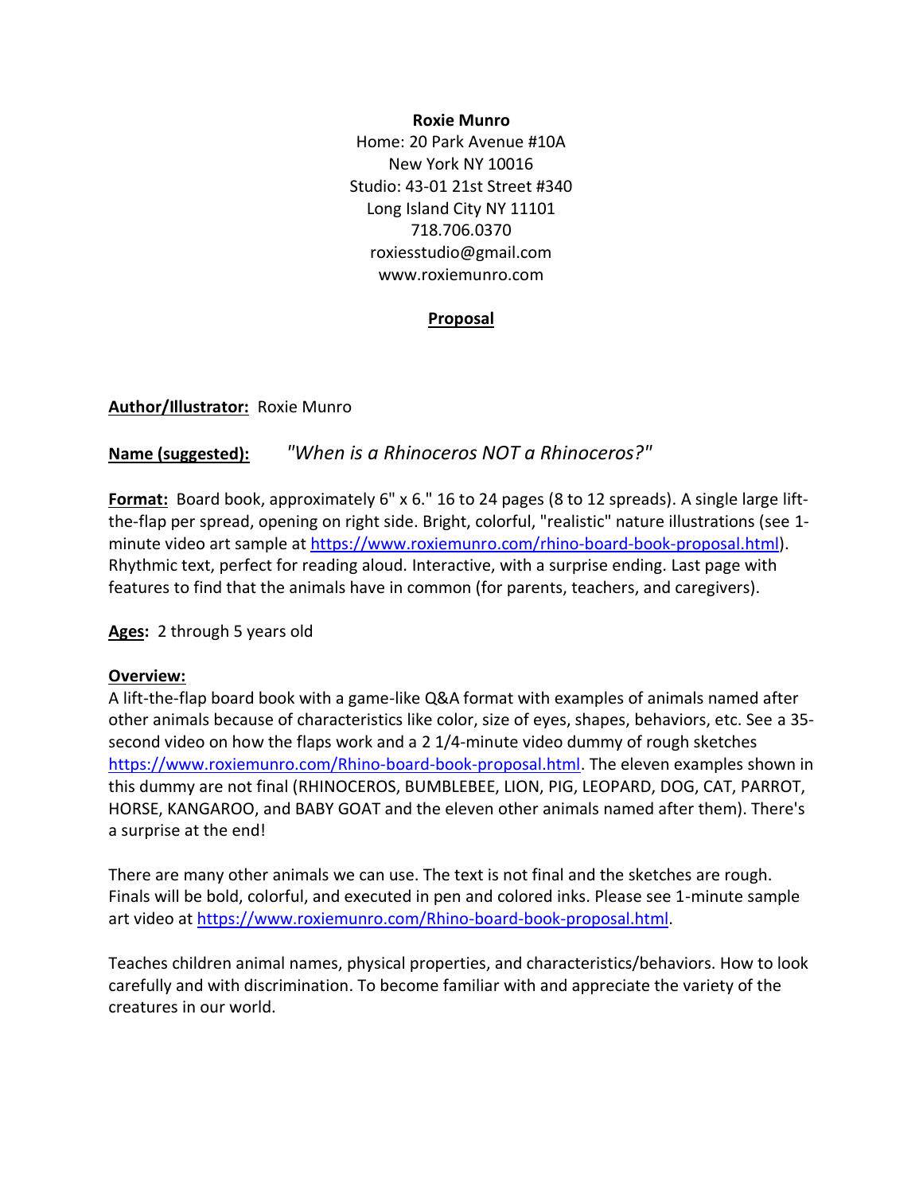**Roxie Munro**
Home: 20 Park Avenue #10A
New York NY 10016
Studio: 43-01 21st Street #340
Long Island City NY 11101
718.706.0370
roxiesstudio@gmail.com
www.roxiemunro.com

## Proposal

**Author/Illustrator:** Roxie Munro

**Name (suggested):** *"When is a Rhinoceros NOT a Rhinoceros?"*

**Format:** Board book, approximately 6" x 6." 16 to 24 pages (8 to 12 spreads). A single large lift-the-flap per spread, opening on right side. Bright, colorful, "realistic" nature illustrations (see 1-minute video art sample at [https://www.roxiemunro.com/rhino-board-book-proposal.html](https://www.roxiemunro.com/rhino-board-book-proposal.html)). Rhythmic text, perfect for reading aloud. Interactive, with a surprise ending. Last page with features to find that the animals have in common (for parents, teachers, and caregivers).

**Ages:** 2 through 5 years old

**Overview:**
A lift-the-flap board book with a game-like Q&A format with examples of animals named after other animals because of characteristics like color, size of eyes, shapes, behaviors, etc. See a 35-second video on how the flaps work and a 2 1/4-minute video dummy of rough sketches [https://www.roxiemunro.com/Rhino-board-book-proposal.html](https://www.roxiemunro.com/Rhino-board-book-proposal.html). The eleven examples shown in this dummy are not final (RHINOCEROS, BUMBLEBEE, LION, PIG, LEOPARD, DOG, CAT, PARROT, HORSE, KANGAROO, and BABY GOAT and the eleven other animals named after them). There's a surprise at the end!

There are many other animals we can use. The text is not final and the sketches are rough. Finals will be bold, colorful, and executed in pen and colored inks. Please see 1-minute sample art video at [https://www.roxiemunro.com/Rhino-board-book-proposal.html](https://www.roxiemunro.com/Rhino-board-book-proposal.html).

Teaches children animal names, physical properties, and characteristics/behaviors. How to look carefully and with discrimination. To become familiar with and appreciate the variety of the creatures in our world.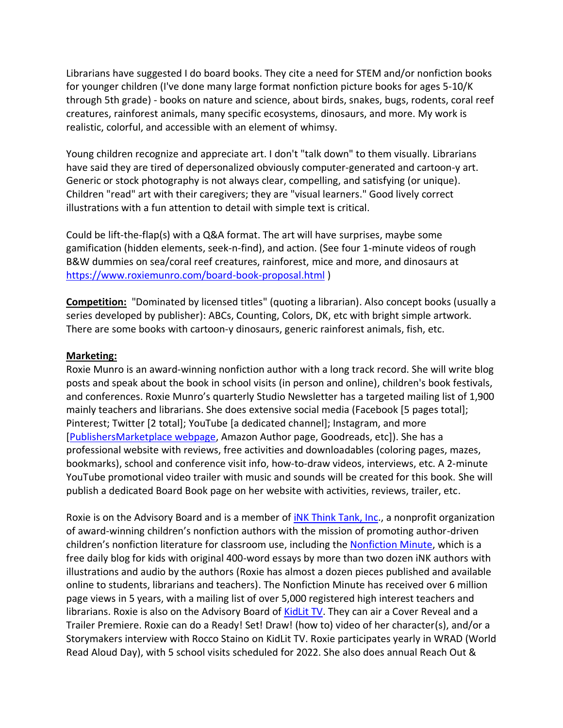Librarians have suggested I do board books. They cite a need for STEM and/or nonfiction books for younger children (I've done many large format nonfiction picture books for ages 5-10/K through 5th grade) - books on nature and science, about birds, snakes, bugs, rodents, coral reef creatures, rainforest animals, many specific ecosystems, dinosaurs, and more. My work is realistic, colorful, and accessible with an element of whimsy.

Young children recognize and appreciate art. I don't "talk down" to them visually. Librarians have said they are tired of depersonalized obviously computer-generated and cartoon-y art. Generic or stock photography is not always clear, compelling, and satisfying (or unique). Children "read" art with their caregivers; they are "visual learners." Good lively correct illustrations with a fun attention to detail with simple text is critical.

Could be lift-the-flap(s) with a Q&A format. The art will have surprises, maybe some gamification (hidden elements, seek-n-find), and action. (See four 1-minute videos of rough B&W dummies on sea/coral reef creatures, rainforest, mice and more, and dinosaurs at https://www.roxiemunro.com/board-book-proposal.html )

**Competition:** "Dominated by licensed titles" (quoting a librarian). Also concept books (usually a series developed by publisher): ABCs, Counting, Colors, DK, etc with bright simple artwork. There are some books with cartoon-y dinosaurs, generic rainforest animals, fish, etc.

**Marketing:**
Roxie Munro is an award-winning nonfiction author with a long track record. She will write blog posts and speak about the book in school visits (in person and online), children's book festivals, and conferences. Roxie Munro's quarterly Studio Newsletter has a targeted mailing list of 1,900 mainly teachers and librarians. She does extensive social media (Facebook [5 pages total]; Pinterest; Twitter [2 total]; YouTube [a dedicated channel]; Instagram, and more [PublishersMarketplace webpage, Amazon Author page, Goodreads, etc]). She has a professional website with reviews, free activities and downloadables (coloring pages, mazes, bookmarks), school and conference visit info, how-to-draw videos, interviews, etc. A 2-minute YouTube promotional video trailer with music and sounds will be created for this book. She will publish a dedicated Board Book page on her website with activities, reviews, trailer, etc.

Roxie is on the Advisory Board and is a member of iNK Think Tank, Inc., a nonprofit organization of award-winning children's nonfiction authors with the mission of promoting author-driven children's nonfiction literature for classroom use, including the Nonfiction Minute, which is a free daily blog for kids with original 400-word essays by more than two dozen iNK authors with illustrations and audio by the authors (Roxie has almost a dozen pieces published and available online to students, librarians and teachers). The Nonfiction Minute has received over 6 million page views in 5 years, with a mailing list of over 5,000 registered high interest teachers and librarians. Roxie is also on the Advisory Board of KidLit TV. They can air a Cover Reveal and a Trailer Premiere. Roxie can do a Ready! Set! Draw! (how to) video of her character(s), and/or a Storymakers interview with Rocco Staino on KidLit TV. Roxie participates yearly in WRAD (World Read Aloud Day), with 5 school visits scheduled for 2022. She also does annual Reach Out &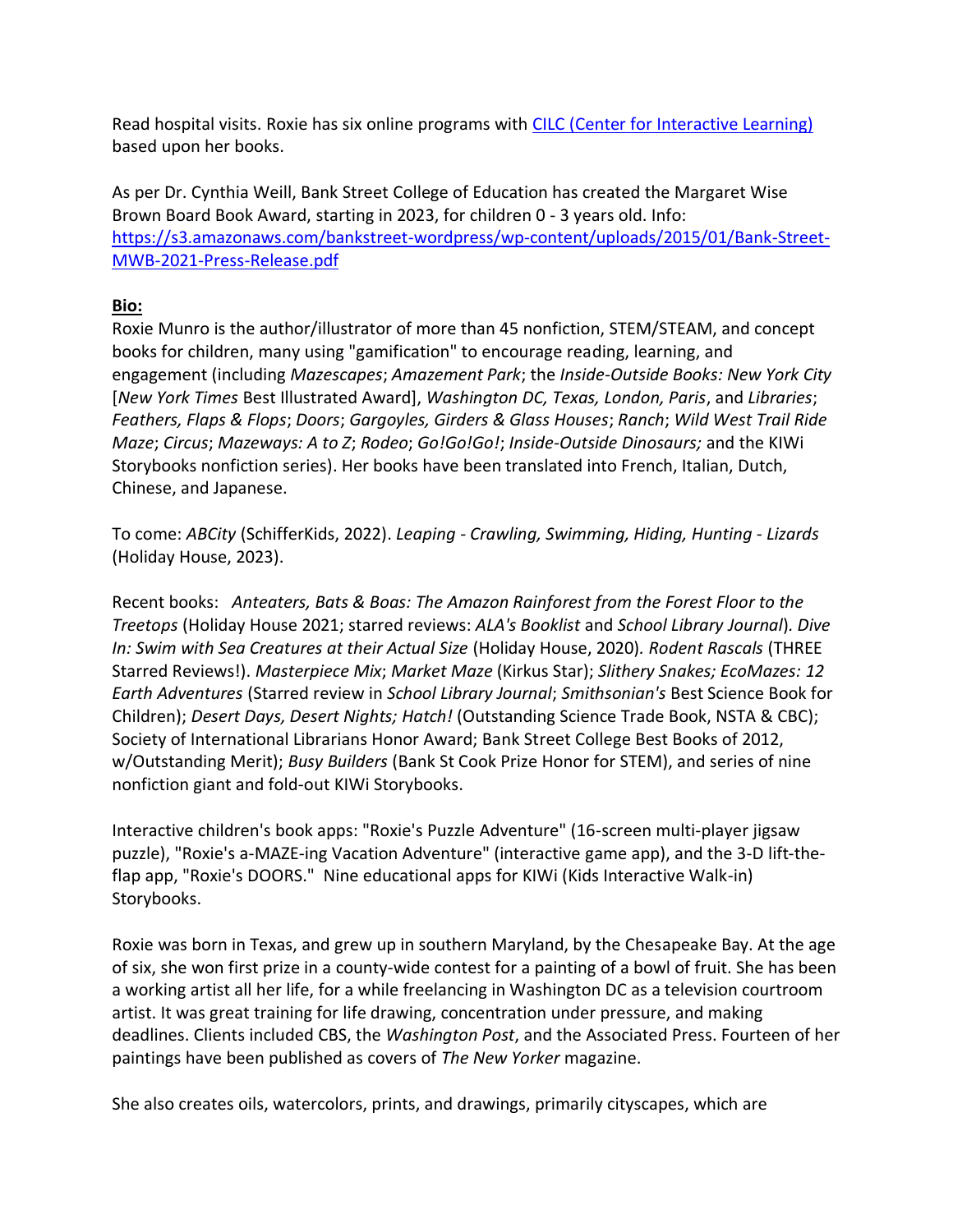Read hospital visits. Roxie has six online programs with [CILC (Center for Interactive Learning)](#) based upon her books.

As per Dr. Cynthia Weill, Bank Street College of Education has created the Margaret Wise Brown Board Book Award, starting in 2023, for children 0 - 3 years old. Info: [https://s3.amazonaws.com/bankstreet-wordpress/wp-content/uploads/2015/01/Bank-Street-MWB-2021-Press-Release.pdf](https://s3.amazonaws.com/bankstreet-wordpress/wp-content/uploads/2015/01/Bank-Street-MWB-2021-Press-Release.pdf)

**Bio:**

Roxie Munro is the author/illustrator of more than 45 nonfiction, STEM/STEAM, and concept books for children, many using "gamification" to encourage reading, learning, and engagement (including *Mazescapes*; *Amazement Park*; the *Inside-Outside Books: New York City* [*New York Times* Best Illustrated Award], *Washington DC, Texas, London, Paris*, and *Libraries*; *Feathers, Flaps & Flops*; *Doors*; *Gargoyles, Girders & Glass Houses*; *Ranch*; *Wild West Trail Ride Maze*; *Circus*; *Mazeways: A to Z*; *Rodeo*; *Go!Go!Go!*; *Inside-Outside Dinosaurs;* and the KIWi Storybooks nonfiction series). Her books have been translated into French, Italian, Dutch, Chinese, and Japanese.

To come: *ABCity* (SchifferKids, 2022). *Leaping - Crawling, Swimming, Hiding, Hunting - Lizards* (Holiday House, 2023).

Recent books: *Anteaters, Bats & Boas: The Amazon Rainforest from the Forest Floor to the Treetops* (Holiday House 2021; starred reviews: *ALA's Booklist* and *School Library Journal*). *Dive In: Swim with Sea Creatures at their Actual Size* (Holiday House, 2020). *Rodent Rascals* (THREE Starred Reviews!). *Masterpiece Mix*; *Market Maze* (Kirkus Star); *Slithery Snakes; EcoMazes: 12 Earth Adventures* (Starred review in *School Library Journal*; *Smithsonian's* Best Science Book for Children); *Desert Days, Desert Nights; Hatch!* (Outstanding Science Trade Book, NSTA & CBC); Society of International Librarians Honor Award; Bank Street College Best Books of 2012, w/Outstanding Merit); *Busy Builders* (Bank St Cook Prize Honor for STEM), and series of nine nonfiction giant and fold-out KIWi Storybooks.

Interactive children's book apps: "Roxie's Puzzle Adventure" (16-screen multi-player jigsaw puzzle), "Roxie's a-MAZE-ing Vacation Adventure" (interactive game app), and the 3-D lift-the-flap app, "Roxie's DOORS." Nine educational apps for KIWi (Kids Interactive Walk-in) Storybooks.

Roxie was born in Texas, and grew up in southern Maryland, by the Chesapeake Bay. At the age of six, she won first prize in a county-wide contest for a painting of a bowl of fruit. She has been a working artist all her life, for a while freelancing in Washington DC as a television courtroom artist. It was great training for life drawing, concentration under pressure, and making deadlines. Clients included CBS, the *Washington Post*, and the Associated Press. Fourteen of her paintings have been published as covers of *The New Yorker* magazine.

She also creates oils, watercolors, prints, and drawings, primarily cityscapes, which are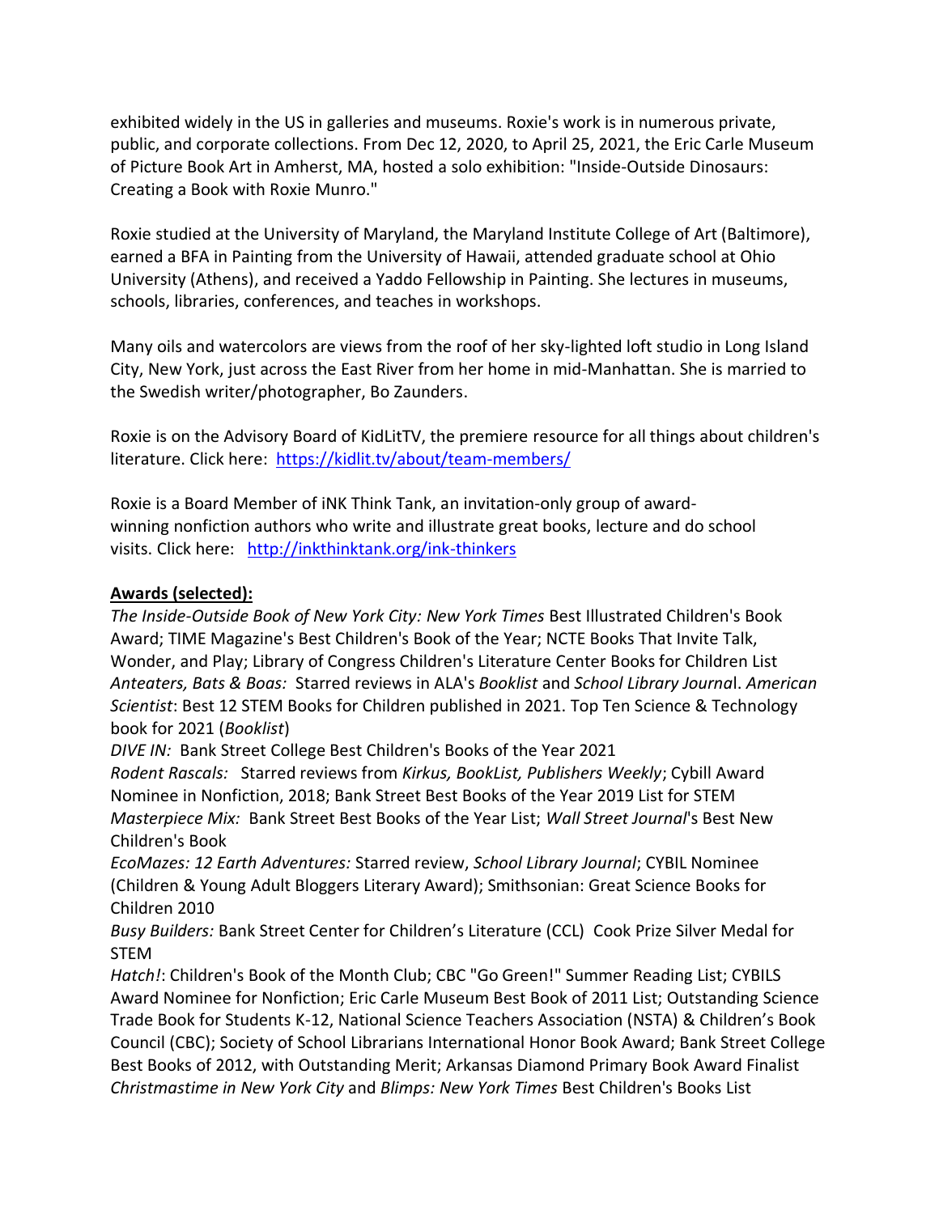exhibited widely in the US in galleries and museums. Roxie's work is in numerous private, public, and corporate collections. From Dec 12, 2020, to April 25, 2021, the Eric Carle Museum of Picture Book Art in Amherst, MA, hosted a solo exhibition: "Inside-Outside Dinosaurs: Creating a Book with Roxie Munro."

Roxie studied at the University of Maryland, the Maryland Institute College of Art (Baltimore), earned a BFA in Painting from the University of Hawaii, attended graduate school at Ohio University (Athens), and received a Yaddo Fellowship in Painting. She lectures in museums, schools, libraries, conferences, and teaches in workshops.

Many oils and watercolors are views from the roof of her sky-lighted loft studio in Long Island City, New York, just across the East River from her home in mid-Manhattan. She is married to the Swedish writer/photographer, Bo Zaunders.

Roxie is on the Advisory Board of KidLitTV, the premiere resource for all things about children's literature. Click here: [https://kidlit.tv/about/team-members/](https://kidlit.tv/about/team-members/)

Roxie is a Board Member of iNK Think Tank, an invitation-only group of award-winning nonfiction authors who write and illustrate great books, lecture and do school visits. Click here: [http://inkthinktank.org/ink-thinkers](http://inkthinktank.org/ink-thinkers)

**Awards (selected):**

*The Inside-Outside Book of New York City: New York Times* Best Illustrated Children's Book Award; TIME Magazine's Best Children's Book of the Year; NCTE Books That Invite Talk, Wonder, and Play; Library of Congress Children's Literature Center Books for Children List

*Anteaters, Bats & Boas:* Starred reviews in ALA's *Booklist* and *School Library Journal*. *American Scientist*: Best 12 STEM Books for Children published in 2021. Top Ten Science & Technology book for 2021 (*Booklist*)

*DIVE IN:* Bank Street College Best Children's Books of the Year 2021

*Rodent Rascals:* Starred reviews from *Kirkus, BookList, Publishers Weekly*; Cybill Award Nominee in Nonfiction, 2018; Bank Street Best Books of the Year 2019 List for STEM

*Masterpiece Mix:* Bank Street Best Books of the Year List; *Wall Street Journal*'s Best New Children's Book

*EcoMazes: 12 Earth Adventures:* Starred review, *School Library Journal*; CYBIL Nominee (Children & Young Adult Bloggers Literary Award); Smithsonian: Great Science Books for Children 2010

*Busy Builders:* Bank Street Center for Children's Literature (CCL) Cook Prize Silver Medal for STEM

*Hatch!*: Children's Book of the Month Club; CBC "Go Green!" Summer Reading List; CYBILS Award Nominee for Nonfiction; Eric Carle Museum Best Book of 2011 List; Outstanding Science Trade Book for Students K-12, National Science Teachers Association (NSTA) & Children's Book Council (CBC); Society of School Librarians International Honor Book Award; Bank Street College Best Books of 2012, with Outstanding Merit; Arkansas Diamond Primary Book Award Finalist

*Christmastime in New York City* and *Blimps: New York Times* Best Children's Books List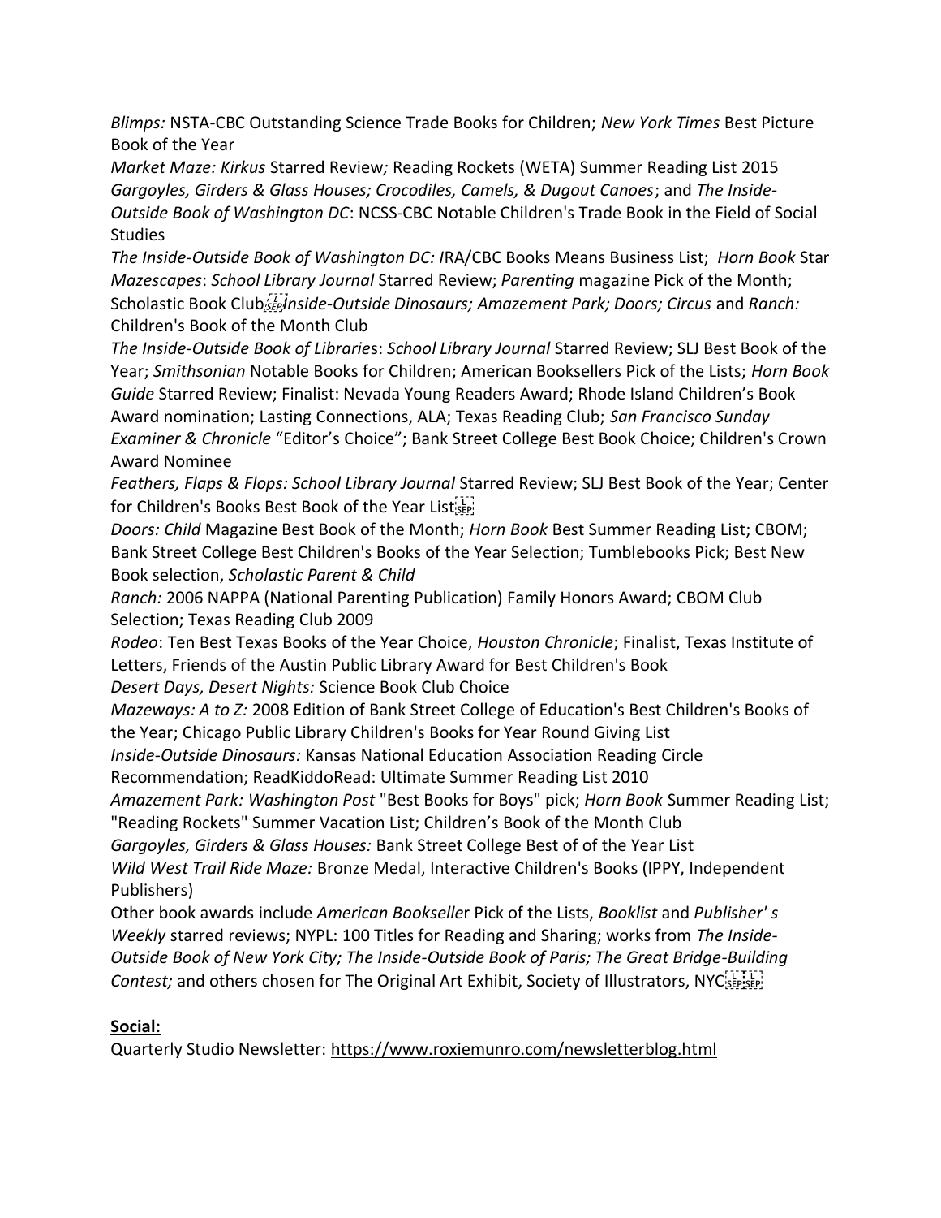*Blimps:* NSTA-CBC Outstanding Science Trade Books for Children; *New York Times* Best Picture Book of the Year

*Market Maze: Kirkus* Starred Review*;* Reading Rockets (WETA) Summer Reading List 2015

*Gargoyles, Girders & Glass Houses; Crocodiles, Camels, & Dugout Canoes*; and *The Inside-Outside Book of Washington DC*: NCSS-CBC Notable Children's Trade Book in the Field of Social Studies

*The Inside-Outside Book of Washington DC: I*RA/CBC Books Means Business List; *Horn Book* Star

*Mazescapes*: *School Library Journal* Starred Review; *Parenting* magazine Pick of the Month; Scholastic Book Club *Inside-Outside Dinosaurs; Amazement Park; Doors; Circus* and *Ranch:* Children's Book of the Month Club

*The Inside-Outside Book of Libraries*: *School Library Journal* Starred Review; SLJ Best Book of the Year; *Smithsonian* Notable Books for Children; American Booksellers Pick of the Lists; *Horn Book Guide* Starred Review; Finalist: Nevada Young Readers Award; Rhode Island Children's Book Award nomination; Lasting Connections, ALA; Texas Reading Club; *San Francisco Sunday Examiner & Chronicle* "Editor's Choice"; Bank Street College Best Book Choice; Children's Crown Award Nominee

*Feathers, Flaps & Flops: School Library Journal* Starred Review; SLJ Best Book of the Year; Center for Children's Books Best Book of the Year List

*Doors: Child* Magazine Best Book of the Month; *Horn Book* Best Summer Reading List; CBOM; Bank Street College Best Children's Books of the Year Selection; Tumblebooks Pick; Best New Book selection, *Scholastic Parent & Child*

*Ranch:* 2006 NAPPA (National Parenting Publication) Family Honors Award; CBOM Club Selection; Texas Reading Club 2009

*Rodeo*: Ten Best Texas Books of the Year Choice, *Houston Chronicle*; Finalist, Texas Institute of Letters, Friends of the Austin Public Library Award for Best Children's Book

*Desert Days, Desert Nights:* Science Book Club Choice

*Mazeways: A to Z:* 2008 Edition of Bank Street College of Education's Best Children's Books of the Year; Chicago Public Library Children's Books for Year Round Giving List

*Inside-Outside Dinosaurs:* Kansas National Education Association Reading Circle Recommendation; ReadKiddoRead: Ultimate Summer Reading List 2010

*Amazement Park: Washington Post* "Best Books for Boys" pick; *Horn Book* Summer Reading List; "Reading Rockets" Summer Vacation List; Children's Book of the Month Club

*Gargoyles, Girders & Glass Houses:* Bank Street College Best of of the Year List

*Wild West Trail Ride Maze:* Bronze Medal, Interactive Children's Books (IPPY, Independent Publishers)

Other book awards include *American Bookselle*r Pick of the Lists, *Booklist* and *Publisher' s Weekly* starred reviews; NYPL: 100 Titles for Reading and Sharing; works from *The Inside-Outside Book of New York City; The Inside-Outside Book of Paris; The Great Bridge-Building Contest;* and others chosen for The Original Art Exhibit, Society of Illustrators, NYC

**Social:**

Quarterly Studio Newsletter: https://www.roxiemunro.com/newsletterblog.html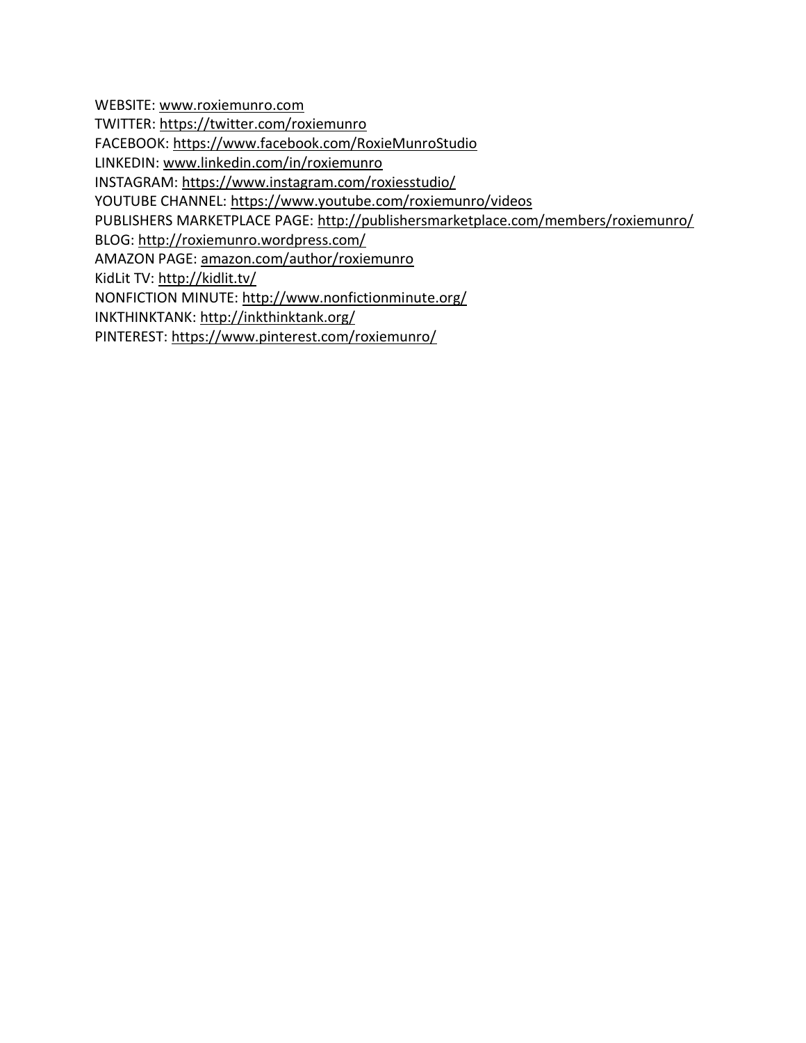WEBSITE: www.roxiemunro.com
TWITTER: https://twitter.com/roxiemunro
FACEBOOK: https://www.facebook.com/RoxieMunroStudio
LINKEDIN: www.linkedin.com/in/roxiemunro
INSTAGRAM: https://www.instagram.com/roxiesstudio/
YOUTUBE CHANNEL: https://www.youtube.com/roxiemunro/videos
PUBLISHERS MARKETPLACE PAGE: http://publishersmarketplace.com/members/roxiemunro/
BLOG: http://roxiemunro.wordpress.com/
AMAZON PAGE: amazon.com/author/roxiemunro
KidLit TV: http://kidlit.tv/
NONFICTION MINUTE: http://www.nonfictionminute.org/
INKTHINKTANK: http://inkthinktank.org/
PINTEREST: https://www.pinterest.com/roxiemunro/